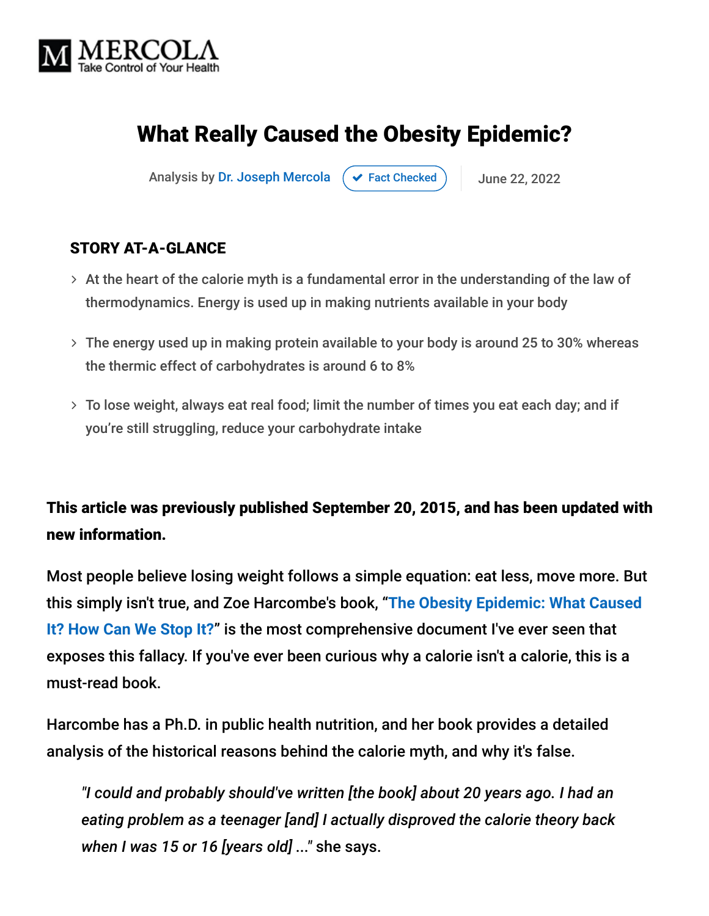MERCOLA
Take Control of Your Health

# What Really Caused the Obesity Epidemic?

Analysis by Dr. Joseph Mercola | Fact Checked | June 22, 2022

**STORY AT-A-GLANCE**

- At the heart of the calorie myth is a fundamental error in the understanding of the law of thermodynamics. Energy is used up in making nutrients available in your body
- The energy used up in making protein available to your body is around 25 to 30% whereas the thermic effect of carbohydrates is around 6 to 8%
- To lose weight, always eat real food; limit the number of times you eat each day; and if you're still struggling, reduce your carbohydrate intake

**This article was previously published September 20, 2015, and has been updated with new information.**

Most people believe losing weight follows a simple equation: eat less, move more. But this simply isn't true, and Zoe Harcombe's book, "The Obesity Epidemic: What Caused It? How Can We Stop It?" is the most comprehensive document I've ever seen that exposes this fallacy. If you've ever been curious why a calorie isn't a calorie, this is a must-read book.

Harcombe has a Ph.D. in public health nutrition, and her book provides a detailed analysis of the historical reasons behind the calorie myth, and why it's false.

> *"I could and probably should've written [the book] about 20 years ago. I had an eating problem as a teenager [and] I actually disproved the calorie theory back when I was 15 or 16 [years old] ..."* she says.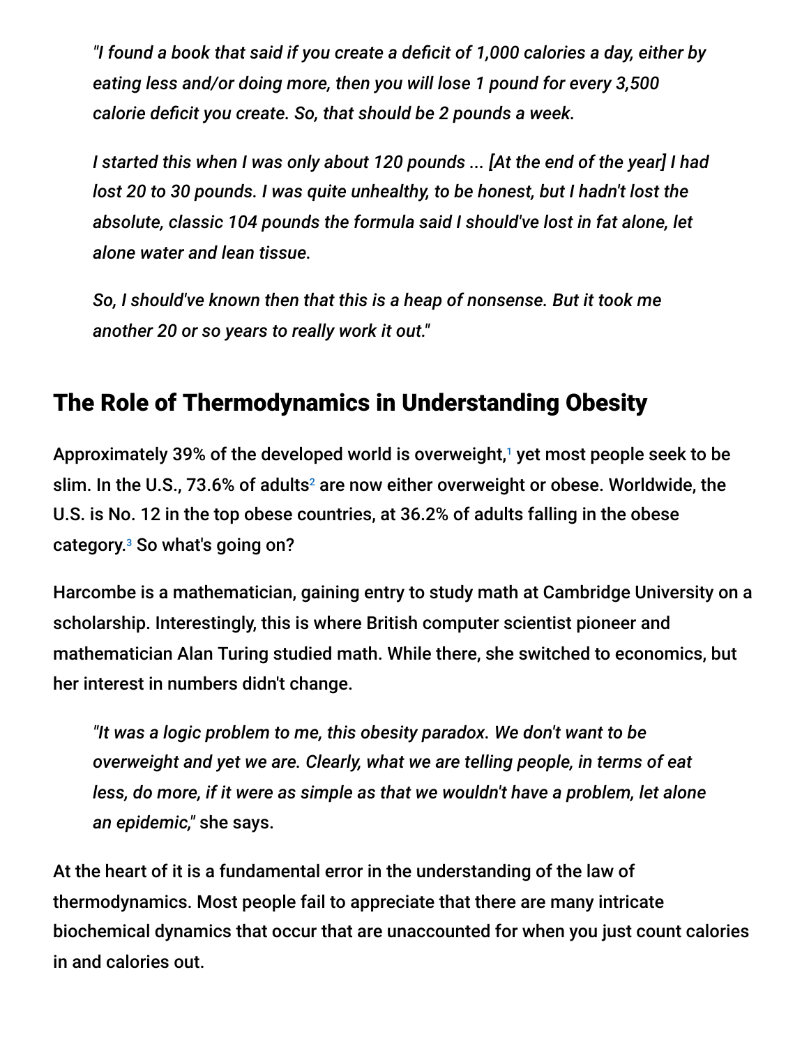*"I found a book that said if you create a deficit of 1,000 calories a day, either by eating less and/or doing more, then you will lose 1 pound for every 3,500 calorie deficit you create. So, that should be 2 pounds a week.*

*I started this when I was only about 120 pounds ... [At the end of the year] I had lost 20 to 30 pounds. I was quite unhealthy, to be honest, but I hadn't lost the absolute, classic 104 pounds the formula said I should've lost in fat alone, let alone water and lean tissue.*

*So, I should've known then that this is a heap of nonsense. But it took me another 20 or so years to really work it out."*

## The Role of Thermodynamics in Understanding Obesity

Approximately 39% of the developed world is overweight,[1] yet most people seek to be slim. In the U.S., 73.6% of adults[2] are now either overweight or obese. Worldwide, the U.S. is No. 12 in the top obese countries, at 36.2% of adults falling in the obese category.[3] So what's going on?

Harcombe is a mathematician, gaining entry to study math at Cambridge University on a scholarship. Interestingly, this is where British computer scientist pioneer and mathematician Alan Turing studied math. While there, she switched to economics, but her interest in numbers didn't change.

*"It was a logic problem to me, this obesity paradox. We don't want to be overweight and yet we are. Clearly, what we are telling people, in terms of eat less, do more, if it were as simple as that we wouldn't have a problem, let alone an epidemic,"* she says.

At the heart of it is a fundamental error in the understanding of the law of thermodynamics. Most people fail to appreciate that there are many intricate biochemical dynamics that occur that are unaccounted for when you just count calories in and calories out.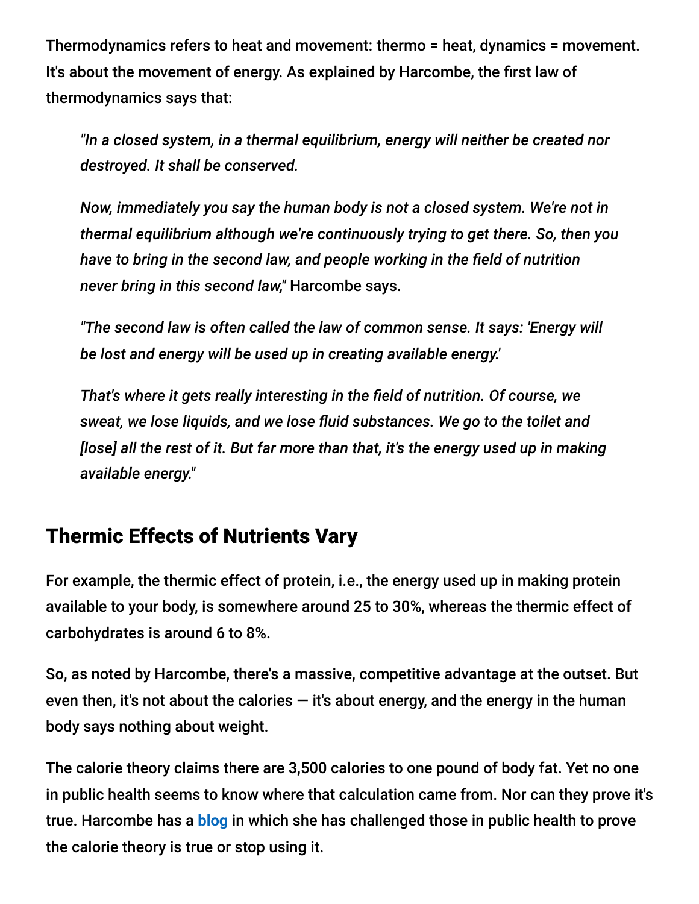Thermodynamics refers to heat and movement: thermo = heat, dynamics = movement. It's about the movement of energy. As explained by Harcombe, the first law of thermodynamics says that:

> *"In a closed system, in a thermal equilibrium, energy will neither be created nor destroyed. It shall be conserved.*
>
> *Now, immediately you say the human body is not a closed system. We're not in thermal equilibrium although we're continuously trying to get there. So, then you have to bring in the second law, and people working in the field of nutrition never bring in this second law,"* Harcombe says.
>
> *"The second law is often called the law of common sense. It says: 'Energy will be lost and energy will be used up in creating available energy.'*
>
> *That's where it gets really interesting in the field of nutrition. Of course, we sweat, we lose liquids, and we lose fluid substances. We go to the toilet and [lose] all the rest of it. But far more than that, it's the energy used up in making available energy."*

## Thermic Effects of Nutrients Vary

For example, the thermic effect of protein, i.e., the energy used up in making protein available to your body, is somewhere around 25 to 30%, whereas the thermic effect of carbohydrates is around 6 to 8%.

So, as noted by Harcombe, there's a massive, competitive advantage at the outset. But even then, it's not about the calories — it's about energy, and the energy in the human body says nothing about weight.

The calorie theory claims there are 3,500 calories to one pound of body fat. Yet no one in public health seems to know where that calculation came from. Nor can they prove it's true. Harcombe has a **blog** in which she has challenged those in public health to prove the calorie theory is true or stop using it.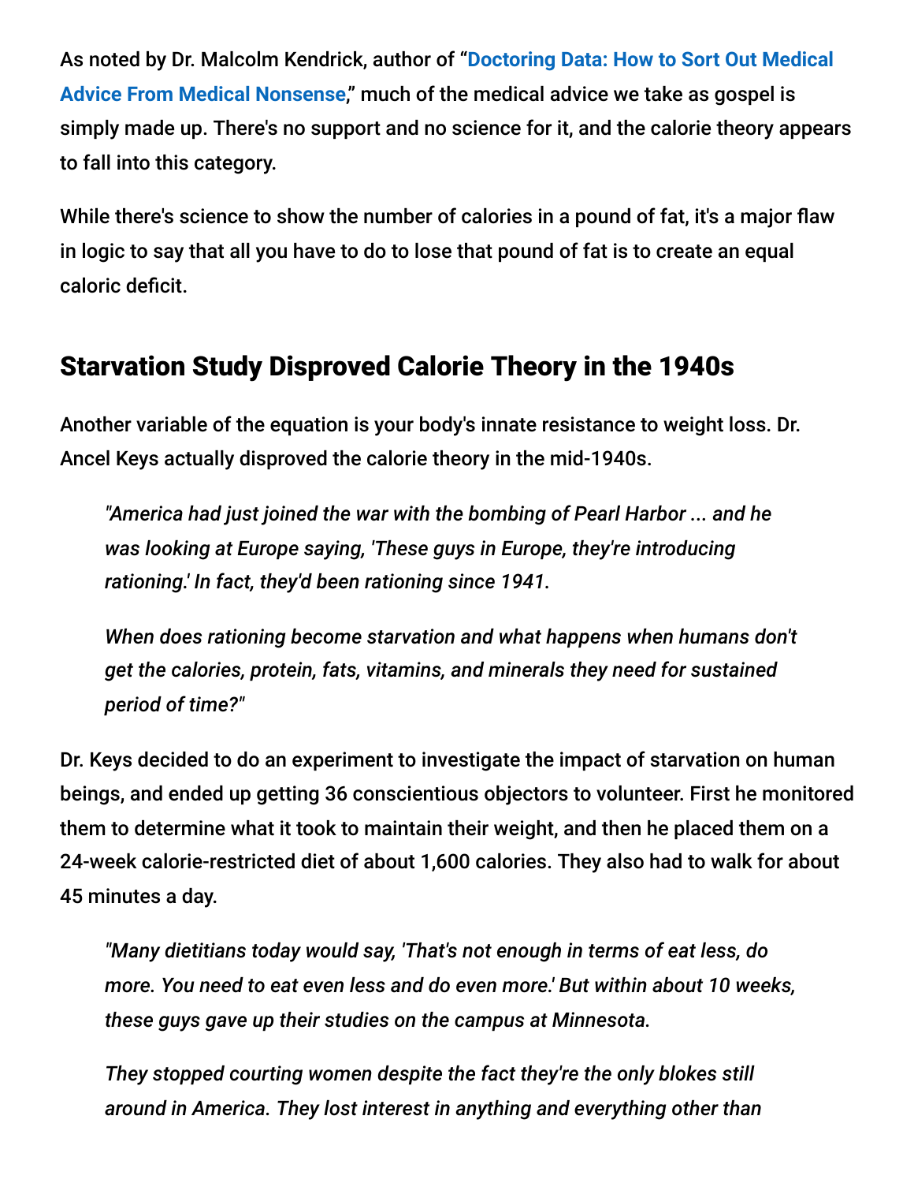As noted by Dr. Malcolm Kendrick, author of "**Doctoring Data: How to Sort Out Medical Advice From Medical Nonsense**," much of the medical advice we take as gospel is simply made up. There's no support and no science for it, and the calorie theory appears to fall into this category.

While there's science to show the number of calories in a pound of fat, it's a major flaw in logic to say that all you have to do to lose that pound of fat is to create an equal caloric deficit.

## Starvation Study Disproved Calorie Theory in the 1940s

Another variable of the equation is your body's innate resistance to weight loss. Dr. Ancel Keys actually disproved the calorie theory in the mid-1940s.

> *"America had just joined the war with the bombing of Pearl Harbor ... and he was looking at Europe saying, 'These guys in Europe, they're introducing rationing.' In fact, they'd been rationing since 1941.*
>
> *When does rationing become starvation and what happens when humans don't get the calories, protein, fats, vitamins, and minerals they need for sustained period of time?"*

Dr. Keys decided to do an experiment to investigate the impact of starvation on human beings, and ended up getting 36 conscientious objectors to volunteer. First he monitored them to determine what it took to maintain their weight, and then he placed them on a 24-week calorie-restricted diet of about 1,600 calories. They also had to walk for about 45 minutes a day.

> *"Many dietitians today would say, 'That's not enough in terms of eat less, do more. You need to eat even less and do even more.' But within about 10 weeks, these guys gave up their studies on the campus at Minnesota.*
>
> *They stopped courting women despite the fact they're the only blokes still around in America. They lost interest in anything and everything other than*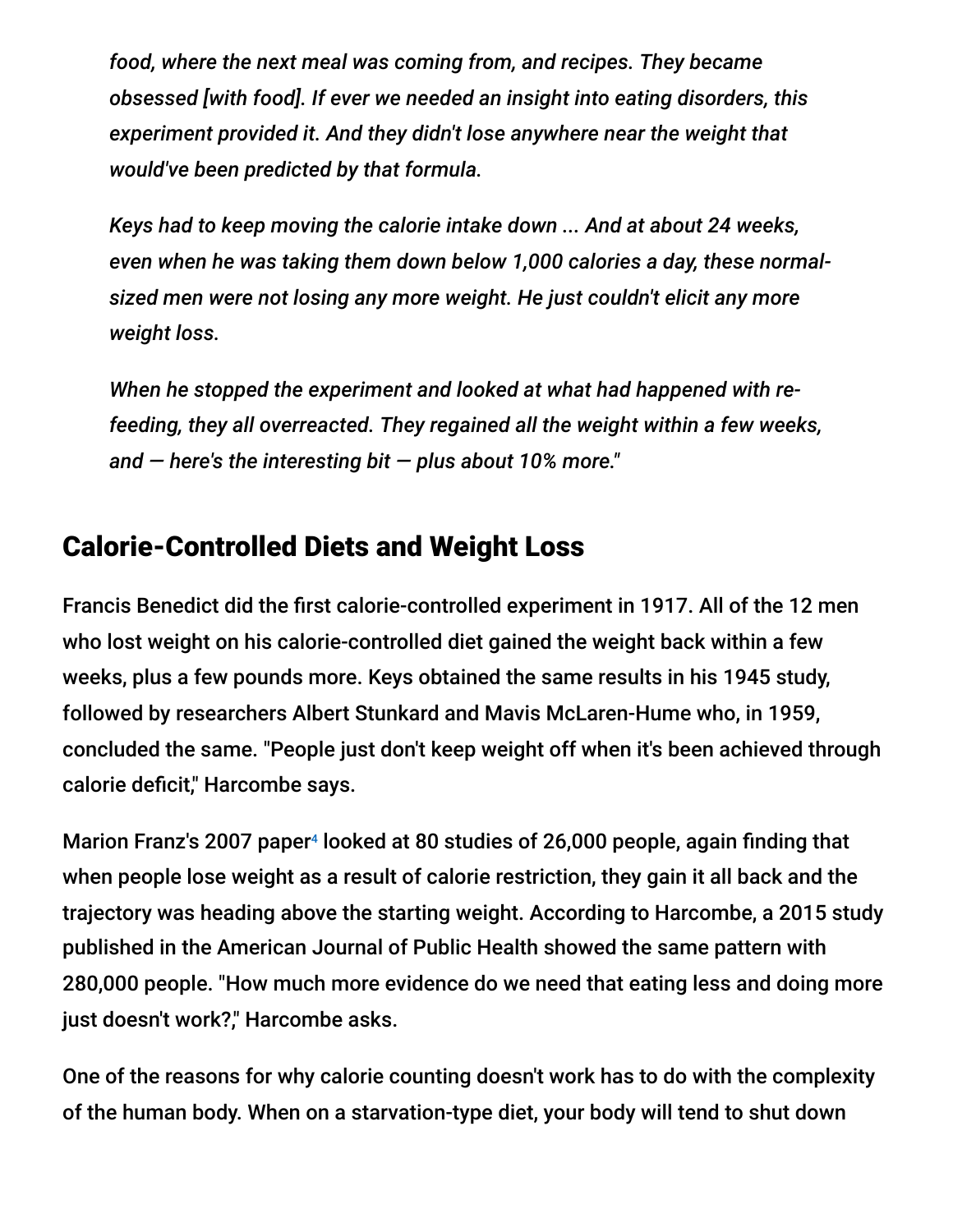*food, where the next meal was coming from, and recipes. They became obsessed [with food]. If ever we needed an insight into eating disorders, this experiment provided it. And they didn't lose anywhere near the weight that would've been predicted by that formula.*

*Keys had to keep moving the calorie intake down ... And at about 24 weeks, even when he was taking them down below 1,000 calories a day, these normal-sized men were not losing any more weight. He just couldn't elicit any more weight loss.*

*When he stopped the experiment and looked at what had happened with re-feeding, they all overreacted. They regained all the weight within a few weeks, and — here's the interesting bit — plus about 10% more."*

## Calorie-Controlled Diets and Weight Loss

Francis Benedict did the first calorie-controlled experiment in 1917. All of the 12 men who lost weight on his calorie-controlled diet gained the weight back within a few weeks, plus a few pounds more. Keys obtained the same results in his 1945 study, followed by researchers Albert Stunkard and Mavis McLaren-Hume who, in 1959, concluded the same. "People just don't keep weight off when it's been achieved through calorie deficit," Harcombe says.

Marion Franz's 2007 paper[4] looked at 80 studies of 26,000 people, again finding that when people lose weight as a result of calorie restriction, they gain it all back and the trajectory was heading above the starting weight. According to Harcombe, a 2015 study published in the American Journal of Public Health showed the same pattern with 280,000 people. "How much more evidence do we need that eating less and doing more just doesn't work?," Harcombe asks.

One of the reasons for why calorie counting doesn't work has to do with the complexity of the human body. When on a starvation-type diet, your body will tend to shut down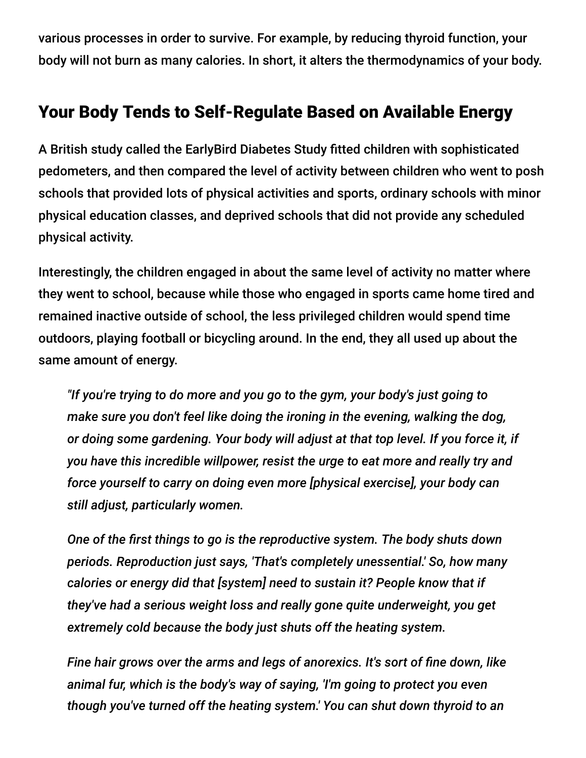various processes in order to survive. For example, by reducing thyroid function, your body will not burn as many calories. In short, it alters the thermodynamics of your body.

## Your Body Tends to Self-Regulate Based on Available Energy

A British study called the EarlyBird Diabetes Study fitted children with sophisticated pedometers, and then compared the level of activity between children who went to posh schools that provided lots of physical activities and sports, ordinary schools with minor physical education classes, and deprived schools that did not provide any scheduled physical activity.

Interestingly, the children engaged in about the same level of activity no matter where they went to school, because while those who engaged in sports came home tired and remained inactive outside of school, the less privileged children would spend time outdoors, playing football or bicycling around. In the end, they all used up about the same amount of energy.

> *"If you're trying to do more and you go to the gym, your body's just going to make sure you don't feel like doing the ironing in the evening, walking the dog, or doing some gardening. Your body will adjust at that top level. If you force it, if you have this incredible willpower, resist the urge to eat more and really try and force yourself to carry on doing even more [physical exercise], your body can still adjust, particularly women.*
>
> *One of the first things to go is the reproductive system. The body shuts down periods. Reproduction just says, 'That's completely unessential.' So, how many calories or energy did that [system] need to sustain it? People know that if they've had a serious weight loss and really gone quite underweight, you get extremely cold because the body just shuts off the heating system.*
>
> *Fine hair grows over the arms and legs of anorexics. It's sort of fine down, like animal fur, which is the body's way of saying, 'I'm going to protect you even though you've turned off the heating system.' You can shut down thyroid to an*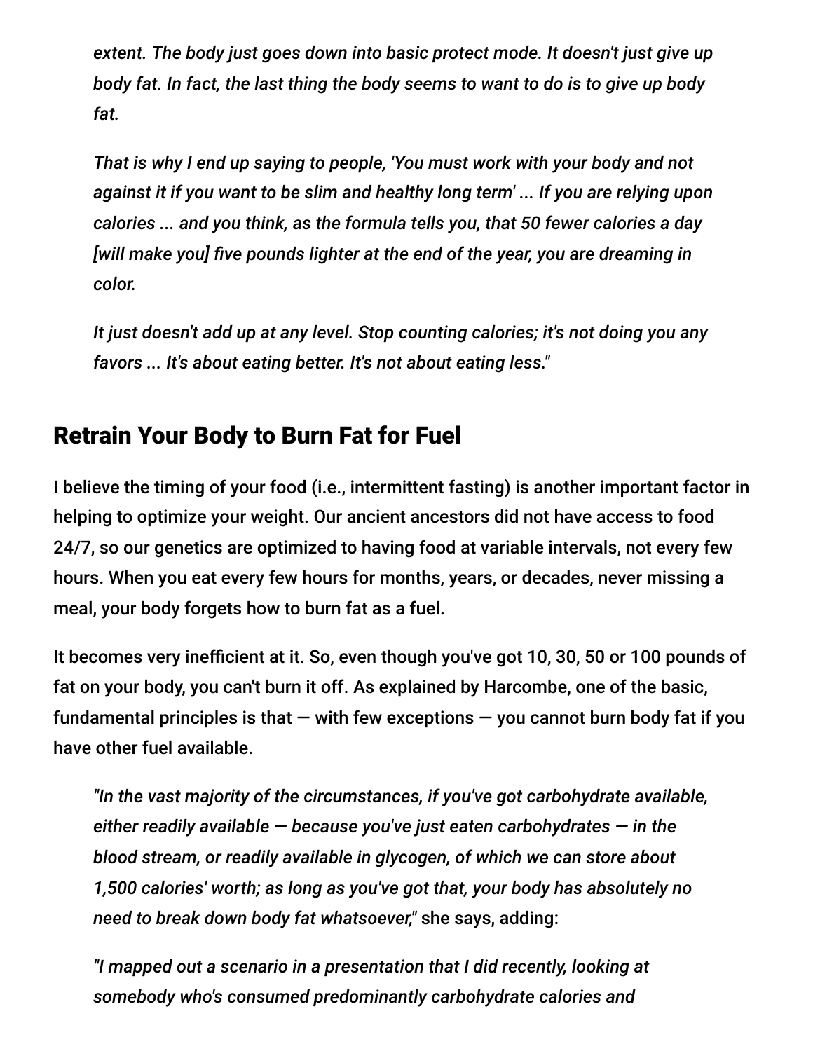*extent. The body just goes down into basic protect mode. It doesn't just give up body fat. In fact, the last thing the body seems to want to do is to give up body fat.*

*That is why I end up saying to people, 'You must work with your body and not against it if you want to be slim and healthy long term' ... If you are relying upon calories ... and you think, as the formula tells you, that 50 fewer calories a day [will make you] five pounds lighter at the end of the year, you are dreaming in color.*

*It just doesn't add up at any level. Stop counting calories; it's not doing you any favors ... It's about eating better. It's not about eating less."*

## Retrain Your Body to Burn Fat for Fuel

I believe the timing of your food (i.e., intermittent fasting) is another important factor in helping to optimize your weight. Our ancient ancestors did not have access to food 24/7, so our genetics are optimized to having food at variable intervals, not every few hours. When you eat every few hours for months, years, or decades, never missing a meal, your body forgets how to burn fat as a fuel.

It becomes very inefficient at it. So, even though you've got 10, 30, 50 or 100 pounds of fat on your body, you can't burn it off. As explained by Harcombe, one of the basic, fundamental principles is that — with few exceptions — you cannot burn body fat if you have other fuel available.

*"In the vast majority of the circumstances, if you've got carbohydrate available, either readily available — because you've just eaten carbohydrates — in the blood stream, or readily available in glycogen, of which we can store about 1,500 calories' worth; as long as you've got that, your body has absolutely no need to break down body fat whatsoever,"* she says, adding:

*"I mapped out a scenario in a presentation that I did recently, looking at somebody who's consumed predominantly carbohydrate calories and*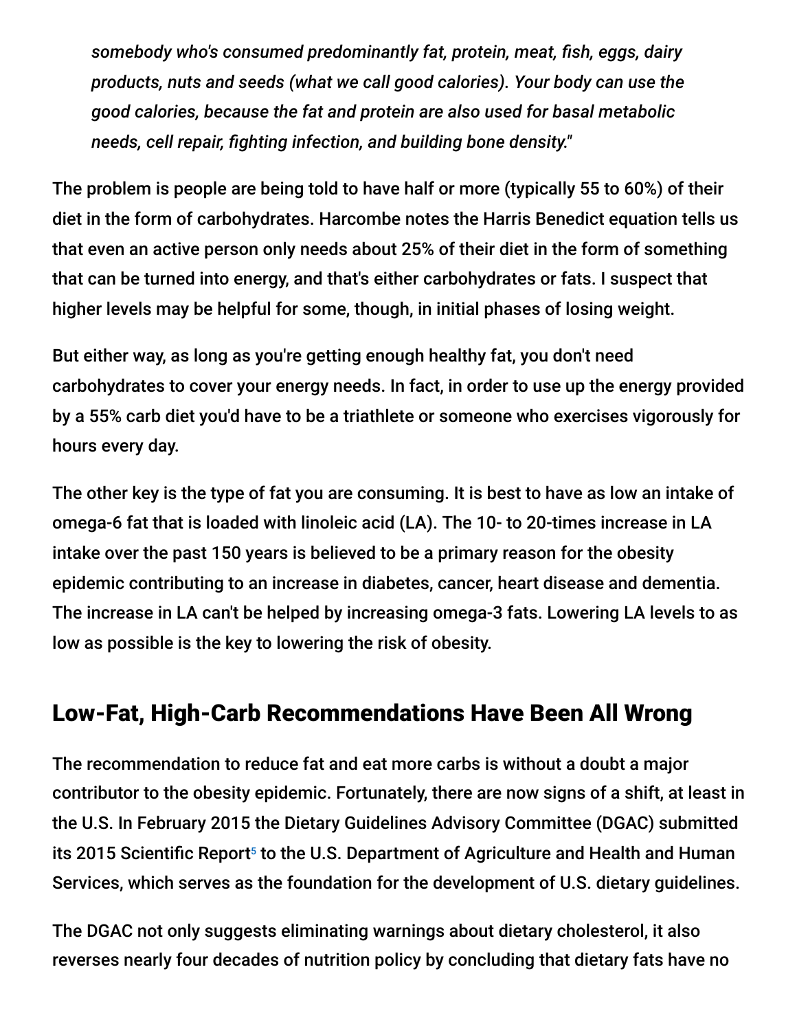*somebody who's consumed predominantly fat, protein, meat, fish, eggs, dairy products, nuts and seeds (what we call good calories). Your body can use the good calories, because the fat and protein are also used for basal metabolic needs, cell repair, fighting infection, and building bone density."*

The problem is people are being told to have half or more (typically 55 to 60%) of their diet in the form of carbohydrates. Harcombe notes the Harris Benedict equation tells us that even an active person only needs about 25% of their diet in the form of something that can be turned into energy, and that's either carbohydrates or fats. I suspect that higher levels may be helpful for some, though, in initial phases of losing weight.

But either way, as long as you're getting enough healthy fat, you don't need carbohydrates to cover your energy needs. In fact, in order to use up the energy provided by a 55% carb diet you'd have to be a triathlete or someone who exercises vigorously for hours every day.

The other key is the type of fat you are consuming. It is best to have as low an intake of omega-6 fat that is loaded with linoleic acid (LA). The 10- to 20-times increase in LA intake over the past 150 years is believed to be a primary reason for the obesity epidemic contributing to an increase in diabetes, cancer, heart disease and dementia. The increase in LA can't be helped by increasing omega-3 fats. Lowering LA levels to as low as possible is the key to lowering the risk of obesity.

## Low-Fat, High-Carb Recommendations Have Been All Wrong

The recommendation to reduce fat and eat more carbs is without a doubt a major contributor to the obesity epidemic. Fortunately, there are now signs of a shift, at least in the U.S. In February 2015 the Dietary Guidelines Advisory Committee (DGAC) submitted its 2015 Scientific Report[5] to the U.S. Department of Agriculture and Health and Human Services, which serves as the foundation for the development of U.S. dietary guidelines.

The DGAC not only suggests eliminating warnings about dietary cholesterol, it also reverses nearly four decades of nutrition policy by concluding that dietary fats have no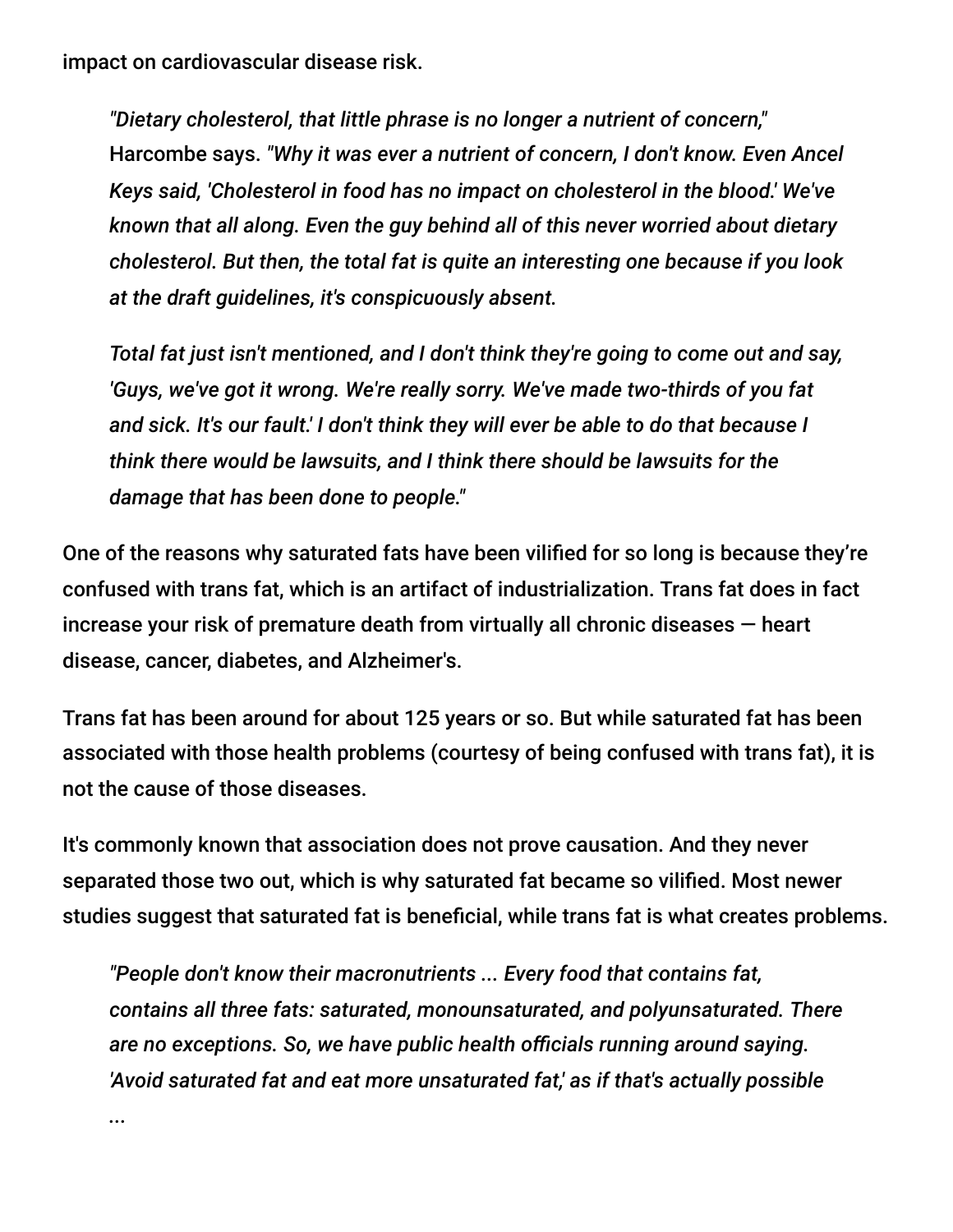impact on cardiovascular disease risk.

> *"Dietary cholesterol, that little phrase is no longer a nutrient of concern,"* Harcombe says. *"Why it was ever a nutrient of concern, I don't know. Even Ancel Keys said, 'Cholesterol in food has no impact on cholesterol in the blood.' We've known that all along. Even the guy behind all of this never worried about dietary cholesterol. But then, the total fat is quite an interesting one because if you look at the draft guidelines, it's conspicuously absent.*
>
> *Total fat just isn't mentioned, and I don't think they're going to come out and say, 'Guys, we've got it wrong. We're really sorry. We've made two-thirds of you fat and sick. It's our fault.' I don't think they will ever be able to do that because I think there would be lawsuits, and I think there should be lawsuits for the damage that has been done to people."*

One of the reasons why saturated fats have been vilified for so long is because they're confused with trans fat, which is an artifact of industrialization. Trans fat does in fact increase your risk of premature death from virtually all chronic diseases — heart disease, cancer, diabetes, and Alzheimer's.

Trans fat has been around for about 125 years or so. But while saturated fat has been associated with those health problems (courtesy of being confused with trans fat), it is not the cause of those diseases.

It's commonly known that association does not prove causation. And they never separated those two out, which is why saturated fat became so vilified. Most newer studies suggest that saturated fat is beneficial, while trans fat is what creates problems.

> *"People don't know their macronutrients ... Every food that contains fat, contains all three fats: saturated, monounsaturated, and polyunsaturated. There are no exceptions. So, we have public health officials running around saying. 'Avoid saturated fat and eat more unsaturated fat,' as if that's actually possible ...*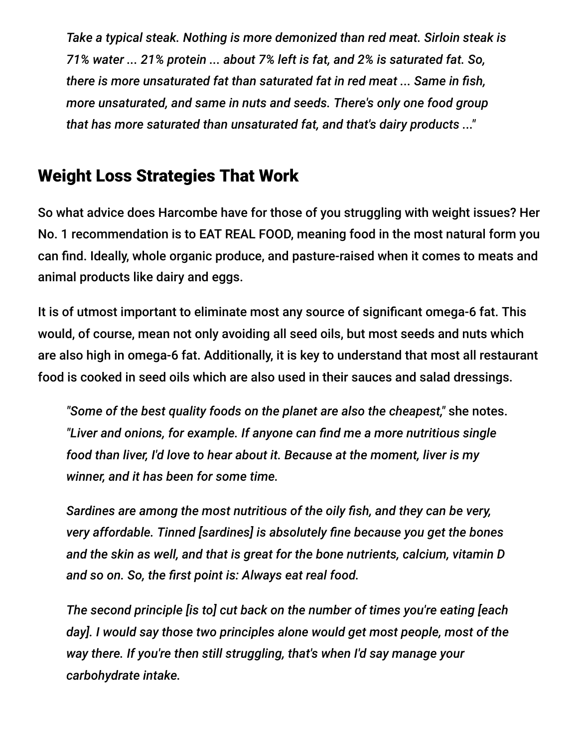> *Take a typical steak. Nothing is more demonized than red meat. Sirloin steak is 71% water ... 21% protein ... about 7% left is fat, and 2% is saturated fat. So, there is more unsaturated fat than saturated fat in red meat ... Same in fish, more unsaturated, and same in nuts and seeds. There's only one food group that has more saturated than unsaturated fat, and that's dairy products ..."*

## Weight Loss Strategies That Work

So what advice does Harcombe have for those of you struggling with weight issues? Her No. 1 recommendation is to EAT REAL FOOD, meaning food in the most natural form you can find. Ideally, whole organic produce, and pasture-raised when it comes to meats and animal products like dairy and eggs.

It is of utmost important to eliminate most any source of significant omega-6 fat. This would, of course, mean not only avoiding all seed oils, but most seeds and nuts which are also high in omega-6 fat. Additionally, it is key to understand that most all restaurant food is cooked in seed oils which are also used in their sauces and salad dressings.

> *"Some of the best quality foods on the planet are also the cheapest,"* she notes. *"Liver and onions, for example. If anyone can find me a more nutritious single food than liver, I'd love to hear about it. Because at the moment, liver is my winner, and it has been for some time.*
>
> *Sardines are among the most nutritious of the oily fish, and they can be very, very affordable. Tinned [sardines] is absolutely fine because you get the bones and the skin as well, and that is great for the bone nutrients, calcium, vitamin D and so on. So, the first point is: Always eat real food.*
>
> *The second principle [is to] cut back on the number of times you're eating [each day]. I would say those two principles alone would get most people, most of the way there. If you're then still struggling, that's when I'd say manage your carbohydrate intake.*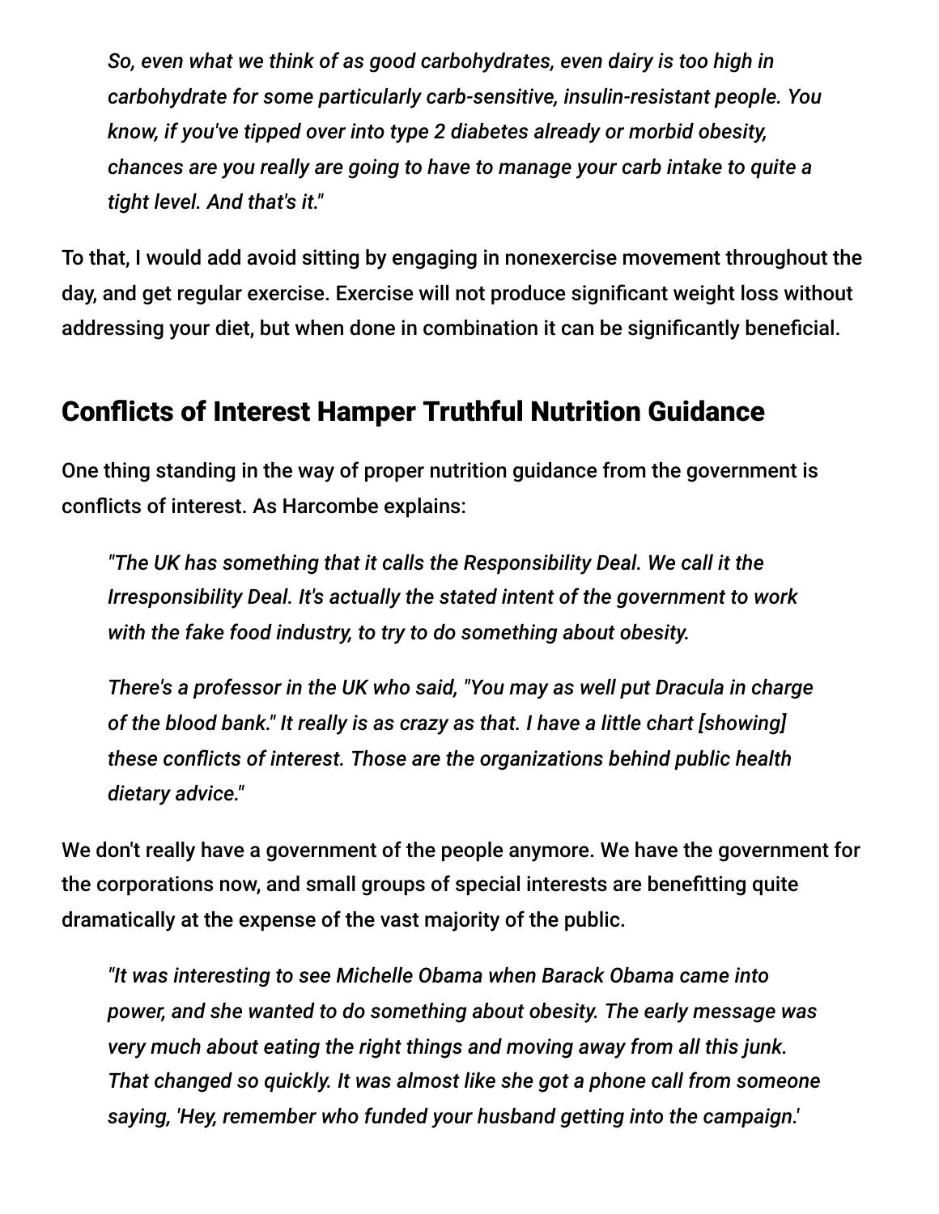> *So, even what we think of as good carbohydrates, even dairy is too high in carbohydrate for some particularly carb-sensitive, insulin-resistant people. You know, if you've tipped over into type 2 diabetes already or morbid obesity, chances are you really are going to have to manage your carb intake to quite a tight level. And that's it."*

To that, I would add avoid sitting by engaging in nonexercise movement throughout the day, and get regular exercise. Exercise will not produce significant weight loss without addressing your diet, but when done in combination it can be significantly beneficial.

## Conflicts of Interest Hamper Truthful Nutrition Guidance

One thing standing in the way of proper nutrition guidance from the government is conflicts of interest. As Harcombe explains:

> *"The UK has something that it calls the Responsibility Deal. We call it the Irresponsibility Deal. It's actually the stated intent of the government to work with the fake food industry, to try to do something about obesity.*
>
> *There's a professor in the UK who said, "You may as well put Dracula in charge of the blood bank." It really is as crazy as that. I have a little chart [showing] these conflicts of interest. Those are the organizations behind public health dietary advice."*

We don't really have a government of the people anymore. We have the government for the corporations now, and small groups of special interests are benefitting quite dramatically at the expense of the vast majority of the public.

> *"It was interesting to see Michelle Obama when Barack Obama came into power, and she wanted to do something about obesity. The early message was very much about eating the right things and moving away from all this junk. That changed so quickly. It was almost like she got a phone call from someone saying, 'Hey, remember who funded your husband getting into the campaign.'*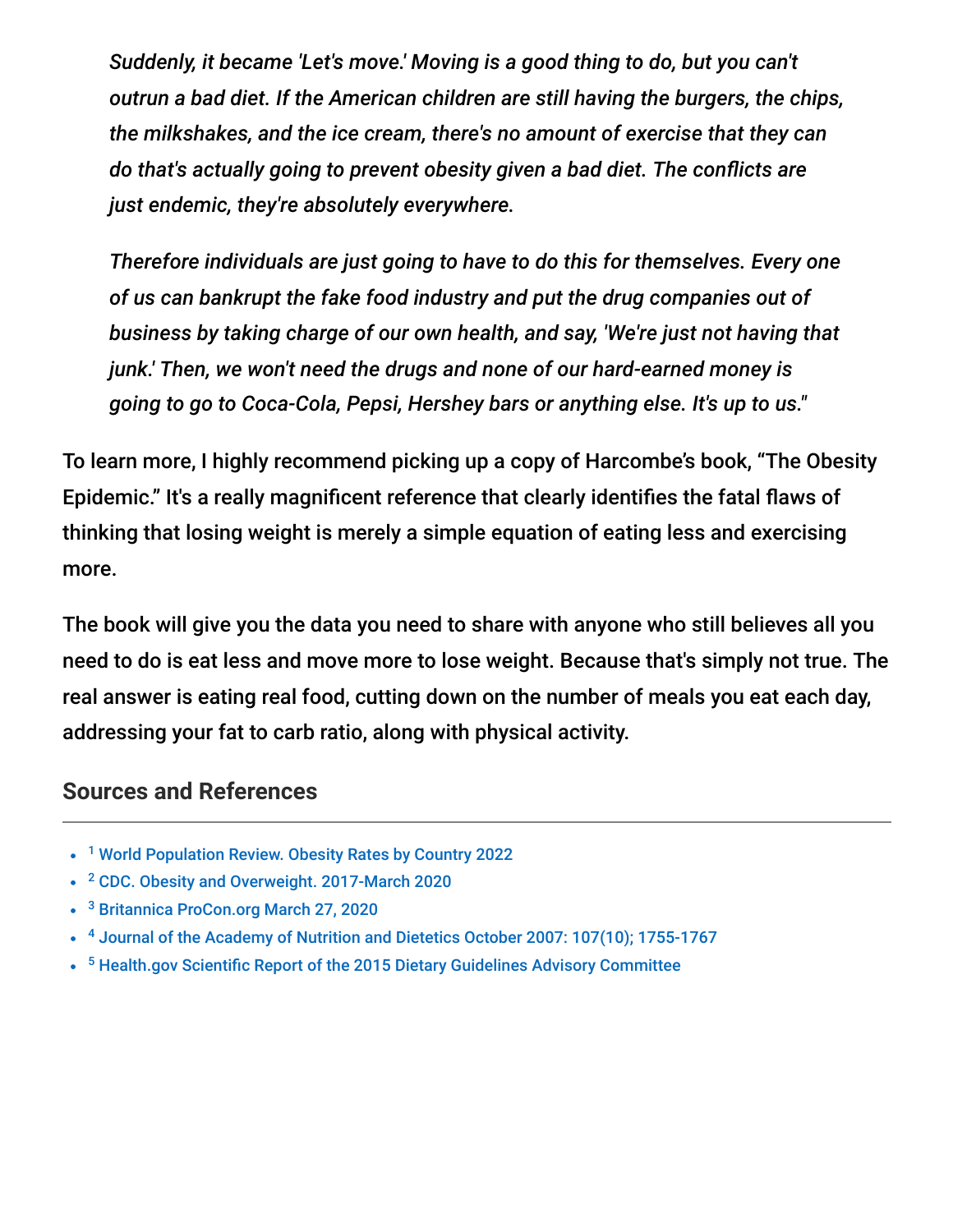*Suddenly, it became 'Let's move.' Moving is a good thing to do, but you can't outrun a bad diet. If the American children are still having the burgers, the chips, the milkshakes, and the ice cream, there's no amount of exercise that they can do that's actually going to prevent obesity given a bad diet. The conflicts are just endemic, they're absolutely everywhere.*

*Therefore individuals are just going to have to do this for themselves. Every one of us can bankrupt the fake food industry and put the drug companies out of business by taking charge of our own health, and say, 'We're just not having that junk.' Then, we won't need the drugs and none of our hard-earned money is going to go to Coca-Cola, Pepsi, Hershey bars or anything else. It's up to us."*

To learn more, I highly recommend picking up a copy of Harcombe's book, "The Obesity Epidemic." It's a really magnificent reference that clearly identifies the fatal flaws of thinking that losing weight is merely a simple equation of eating less and exercising more.

The book will give you the data you need to share with anyone who still believes all you need to do is eat less and move more to lose weight. Because that's simply not true. The real answer is eating real food, cutting down on the number of meals you eat each day, addressing your fat to carb ratio, along with physical activity.

## Sources and References

- [1] World Population Review. Obesity Rates by Country 2022
- [2] CDC. Obesity and Overweight. 2017-March 2020
- [3] Britannica ProCon.org March 27, 2020
- [4] Journal of the Academy of Nutrition and Dietetics October 2007: 107(10); 1755-1767
- [5] Health.gov Scientific Report of the 2015 Dietary Guidelines Advisory Committee